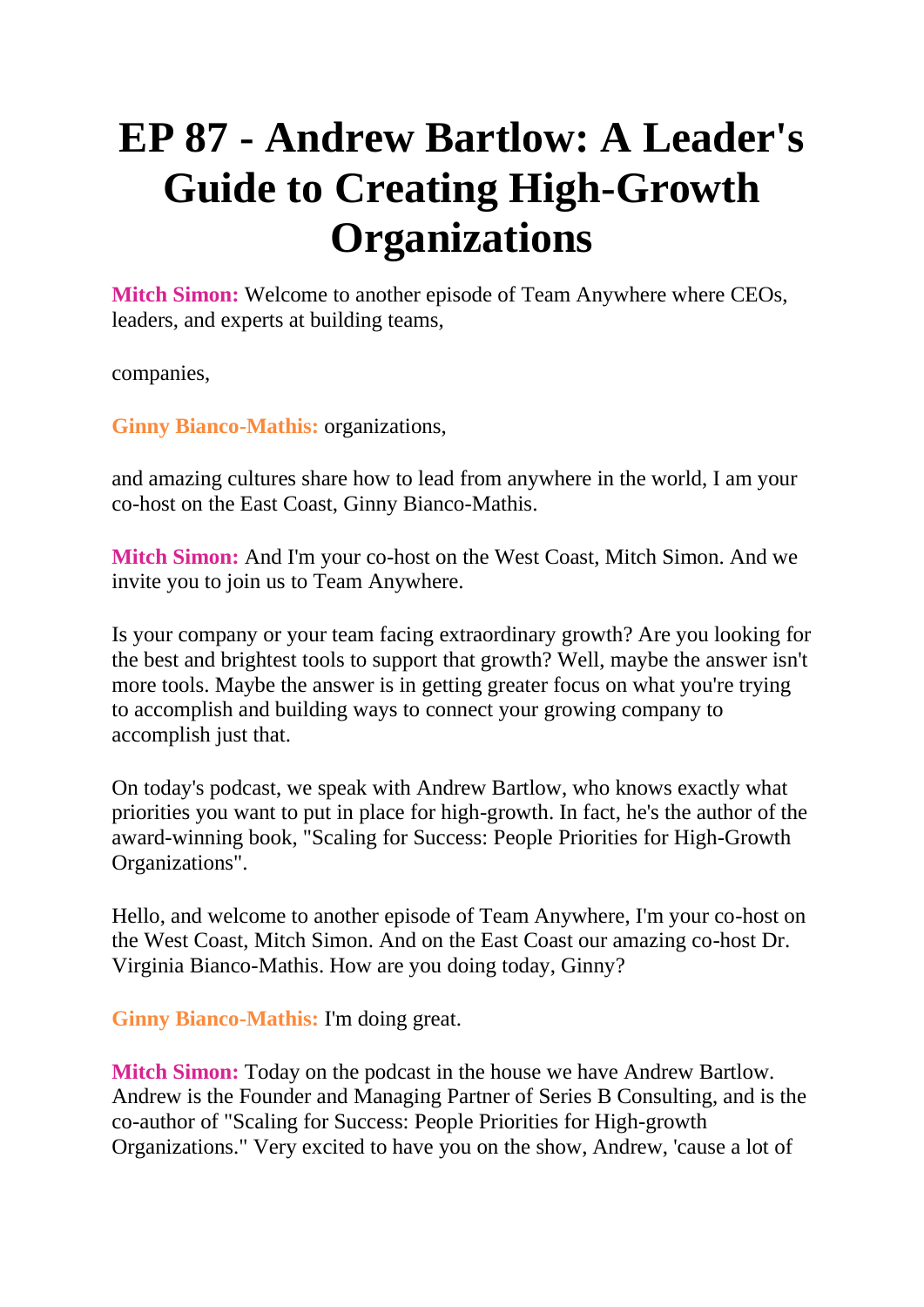# EP 87 - Andrew Bartlow: A Leader's Guide to Creating High-Growth Organizations

**Mitch Simon:** Welcome to another episode of Team Anywhere where CEOs, leaders, and experts at building teams,

companies,

**Ginny Bianco-Mathis:** organizations,

and amazing cultures share how to lead from anywhere in the world, I am your co-host on the East Coast, Ginny Bianco-Mathis.

**Mitch Simon:** And I'm your co-host on the West Coast, Mitch Simon. And we invite you to join us to Team Anywhere.

Is your company or your team facing extraordinary growth? Are you looking for the best and brightest tools to support that growth? Well, maybe the answer isn't more tools. Maybe the answer is in getting greater focus on what you're trying to accomplish and building ways to connect your growing company to accomplish just that.

On today's podcast, we speak with Andrew Bartlow, who knows exactly what priorities you want to put in place for high-growth. In fact, he's the author of the award-winning book, "Scaling for Success: People Priorities for High-Growth Organizations".

Hello, and welcome to another episode of Team Anywhere, I'm your co-host on the West Coast, Mitch Simon. And on the East Coast our amazing co-host Dr. Virginia Bianco-Mathis. How are you doing today, Ginny?

**Ginny Bianco-Mathis:** I'm doing great.

**Mitch Simon:** Today on the podcast in the house we have Andrew Bartlow. Andrew is the Founder and Managing Partner of Series B Consulting, and is the co-author of "Scaling for Success: People Priorities for High-growth Organizations." Very excited to have you on the show, Andrew, 'cause a lot of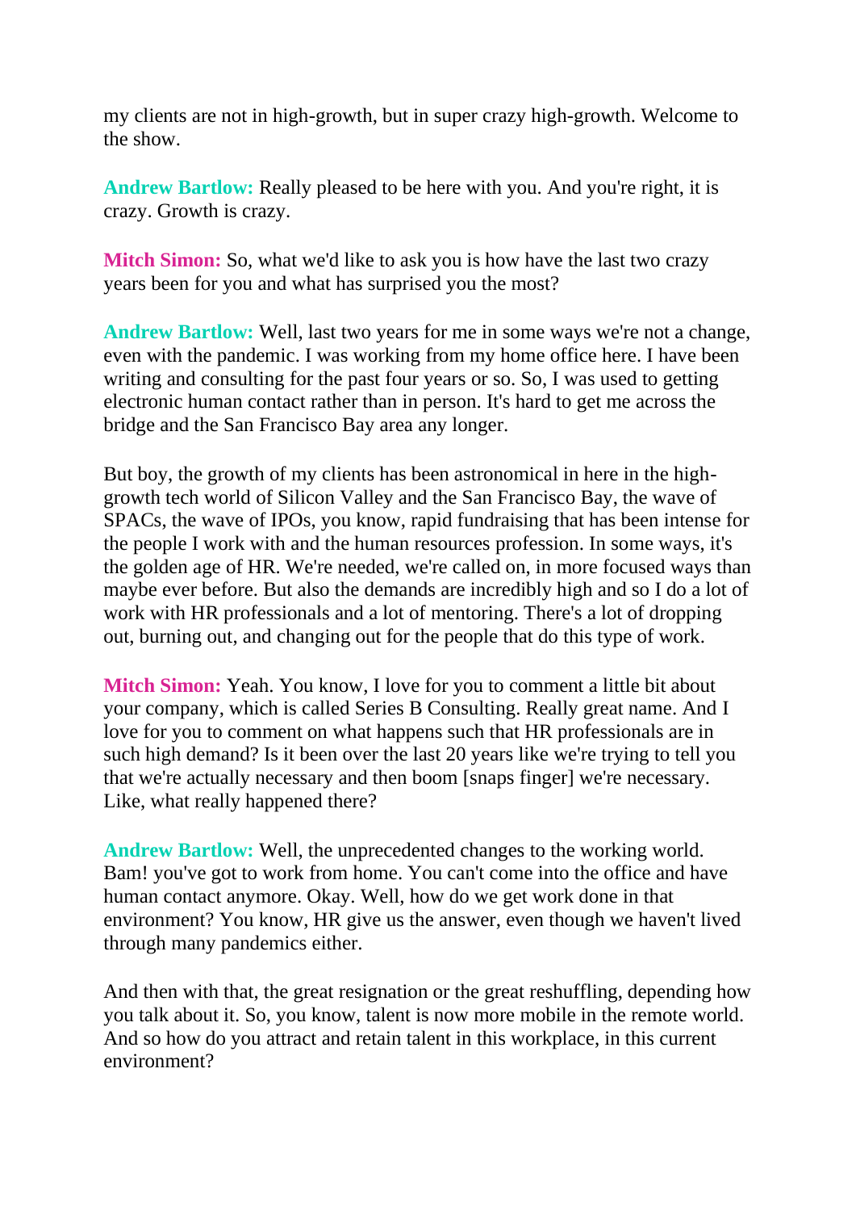my clients are not in high-growth, but in super crazy high-growth. Welcome to the show.

**Andrew Bartlow:** Really pleased to be here with you. And you're right, it is crazy. Growth is crazy.

**Mitch Simon:** So, what we'd like to ask you is how have the last two crazy years been for you and what has surprised you the most?

**Andrew Bartlow:** Well, last two years for me in some ways we're not a change, even with the pandemic. I was working from my home office here. I have been writing and consulting for the past four years or so. So, I was used to getting electronic human contact rather than in person. It's hard to get me across the bridge and the San Francisco Bay area any longer.

But boy, the growth of my clients has been astronomical in here in the high-growth tech world of Silicon Valley and the San Francisco Bay, the wave of SPACs, the wave of IPOs, you know, rapid fundraising that has been intense for the people I work with and the human resources profession. In some ways, it's the golden age of HR. We're needed, we're called on, in more focused ways than maybe ever before. But also the demands are incredibly high and so I do a lot of work with HR professionals and a lot of mentoring. There's a lot of dropping out, burning out, and changing out for the people that do this type of work.

**Mitch Simon:** Yeah. You know, I love for you to comment a little bit about your company, which is called Series B Consulting. Really great name. And I love for you to comment on what happens such that HR professionals are in such high demand? Is it been over the last 20 years like we're trying to tell you that we're actually necessary and then boom [snaps finger] we're necessary. Like, what really happened there?

**Andrew Bartlow:** Well, the unprecedented changes to the working world. Bam! you've got to work from home. You can't come into the office and have human contact anymore. Okay. Well, how do we get work done in that environment? You know, HR give us the answer, even though we haven't lived through many pandemics either.

And then with that, the great resignation or the great reshuffling, depending how you talk about it. So, you know, talent is now more mobile in the remote world. And so how do you attract and retain talent in this workplace, in this current environment?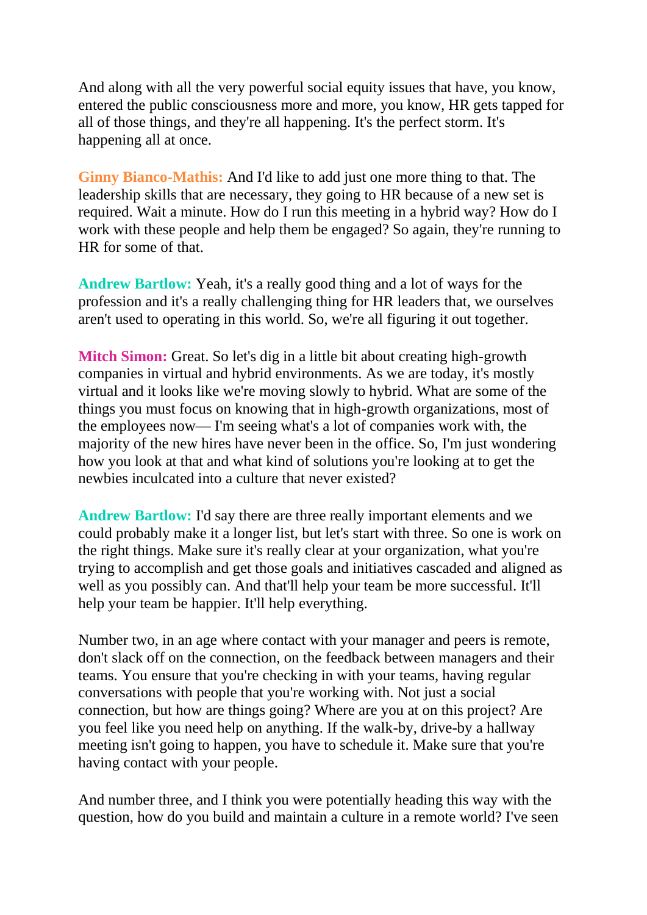And along with all the very powerful social equity issues that have, you know, entered the public consciousness more and more, you know, HR gets tapped for all of those things, and they're all happening. It's the perfect storm. It's happening all at once.

**Ginny Bianco-Mathis:** And I'd like to add just one more thing to that. The leadership skills that are necessary, they going to HR because of a new set is required. Wait a minute. How do I run this meeting in a hybrid way? How do I work with these people and help them be engaged? So again, they're running to HR for some of that.

**Andrew Bartlow:** Yeah, it's a really good thing and a lot of ways for the profession and it's a really challenging thing for HR leaders that, we ourselves aren't used to operating in this world. So, we're all figuring it out together.

**Mitch Simon:** Great. So let's dig in a little bit about creating high-growth companies in virtual and hybrid environments. As we are today, it's mostly virtual and it looks like we're moving slowly to hybrid. What are some of the things you must focus on knowing that in high-growth organizations, most of the employees now— I'm seeing what's a lot of companies work with, the majority of the new hires have never been in the office. So, I'm just wondering how you look at that and what kind of solutions you're looking at to get the newbies inculcated into a culture that never existed?

**Andrew Bartlow:** I'd say there are three really important elements and we could probably make it a longer list, but let's start with three. So one is work on the right things. Make sure it's really clear at your organization, what you're trying to accomplish and get those goals and initiatives cascaded and aligned as well as you possibly can. And that'll help your team be more successful. It'll help your team be happier. It'll help everything.

Number two, in an age where contact with your manager and peers is remote, don't slack off on the connection, on the feedback between managers and their teams. You ensure that you're checking in with your teams, having regular conversations with people that you're working with. Not just a social connection, but how are things going? Where are you at on this project? Are you feel like you need help on anything. If the walk-by, drive-by a hallway meeting isn't going to happen, you have to schedule it. Make sure that you're having contact with your people.

And number three, and I think you were potentially heading this way with the question, how do you build and maintain a culture in a remote world? I've seen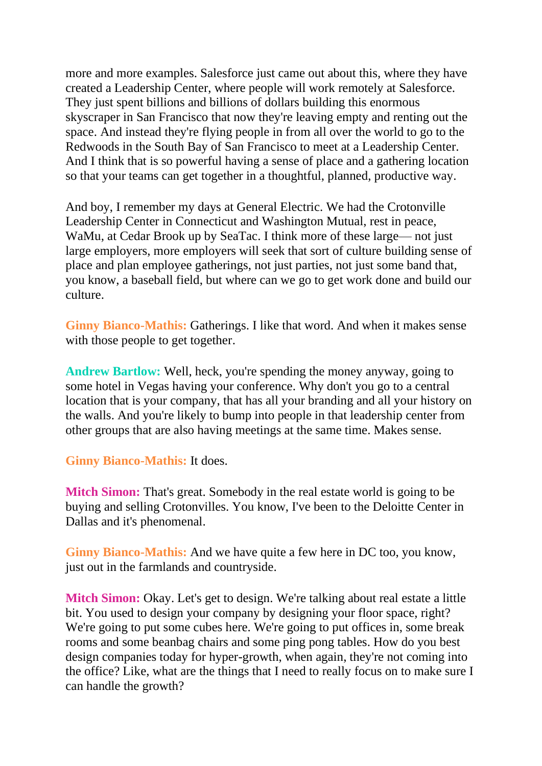more and more examples. Salesforce just came out about this, where they have created a Leadership Center, where people will work remotely at Salesforce. They just spent billions and billions of dollars building this enormous skyscraper in San Francisco that now they're leaving empty and renting out the space. And instead they're flying people in from all over the world to go to the Redwoods in the South Bay of San Francisco to meet at a Leadership Center. And I think that is so powerful having a sense of place and a gathering location so that your teams can get together in a thoughtful, planned, productive way.

And boy, I remember my days at General Electric. We had the Crotonville Leadership Center in Connecticut and Washington Mutual, rest in peace, WaMu, at Cedar Brook up by SeaTac. I think more of these large— not just large employers, more employers will seek that sort of culture building sense of place and plan employee gatherings, not just parties, not just some band that, you know, a baseball field, but where can we go to get work done and build our culture.

**Ginny Bianco-Mathis:** Gatherings. I like that word. And when it makes sense with those people to get together.

**Andrew Bartlow:** Well, heck, you're spending the money anyway, going to some hotel in Vegas having your conference. Why don't you go to a central location that is your company, that has all your branding and all your history on the walls. And you're likely to bump into people in that leadership center from other groups that are also having meetings at the same time. Makes sense.

**Ginny Bianco-Mathis:** It does.

**Mitch Simon:** That's great. Somebody in the real estate world is going to be buying and selling Crotonvilles. You know, I've been to the Deloitte Center in Dallas and it's phenomenal.

**Ginny Bianco-Mathis:** And we have quite a few here in DC too, you know, just out in the farmlands and countryside.

**Mitch Simon:** Okay. Let's get to design. We're talking about real estate a little bit. You used to design your company by designing your floor space, right? We're going to put some cubes here. We're going to put offices in, some break rooms and some beanbag chairs and some ping pong tables. How do you best design companies today for hyper-growth, when again, they're not coming into the office? Like, what are the things that I need to really focus on to make sure I can handle the growth?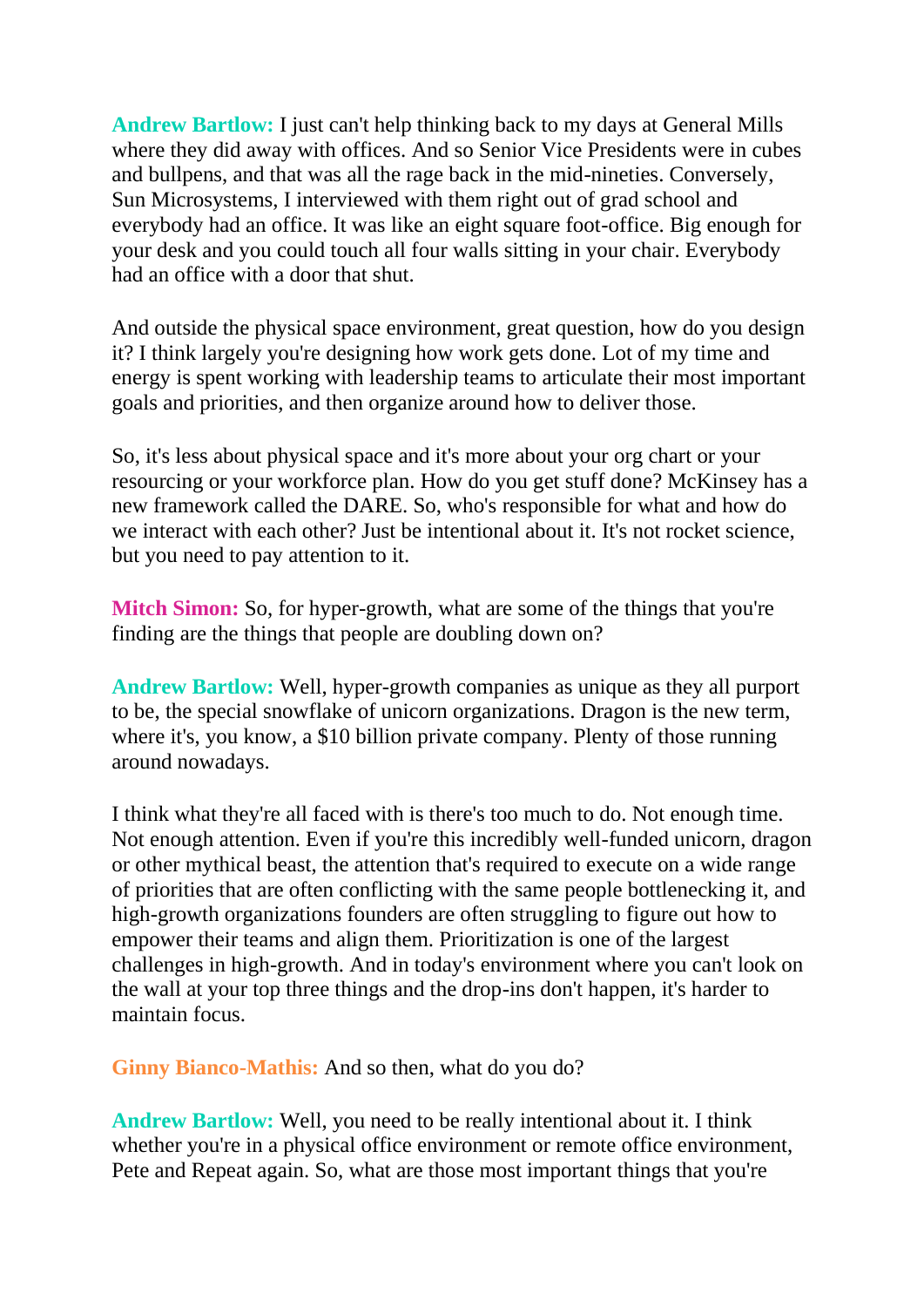**Andrew Bartlow:** I just can't help thinking back to my days at General Mills where they did away with offices. And so Senior Vice Presidents were in cubes and bullpens, and that was all the rage back in the mid-nineties. Conversely, Sun Microsystems, I interviewed with them right out of grad school and everybody had an office. It was like an eight square foot-office. Big enough for your desk and you could touch all four walls sitting in your chair. Everybody had an office with a door that shut.

And outside the physical space environment, great question, how do you design it? I think largely you're designing how work gets done. Lot of my time and energy is spent working with leadership teams to articulate their most important goals and priorities, and then organize around how to deliver those.

So, it's less about physical space and it's more about your org chart or your resourcing or your workforce plan. How do you get stuff done? McKinsey has a new framework called the DARE. So, who's responsible for what and how do we interact with each other? Just be intentional about it. It's not rocket science, but you need to pay attention to it.

**Mitch Simon:** So, for hyper-growth, what are some of the things that you're finding are the things that people are doubling down on?

**Andrew Bartlow:** Well, hyper-growth companies as unique as they all purport to be, the special snowflake of unicorn organizations. Dragon is the new term, where it's, you know, a $10 billion private company. Plenty of those running around nowadays.

I think what they're all faced with is there's too much to do. Not enough time. Not enough attention. Even if you're this incredibly well-funded unicorn, dragon or other mythical beast, the attention that's required to execute on a wide range of priorities that are often conflicting with the same people bottlenecking it, and high-growth organizations founders are often struggling to figure out how to empower their teams and align them. Prioritization is one of the largest challenges in high-growth. And in today's environment where you can't look on the wall at your top three things and the drop-ins don't happen, it's harder to maintain focus.

**Ginny Bianco-Mathis:** And so then, what do you do?

**Andrew Bartlow:** Well, you need to be really intentional about it. I think whether you're in a physical office environment or remote office environment, Pete and Repeat again. So, what are those most important things that you're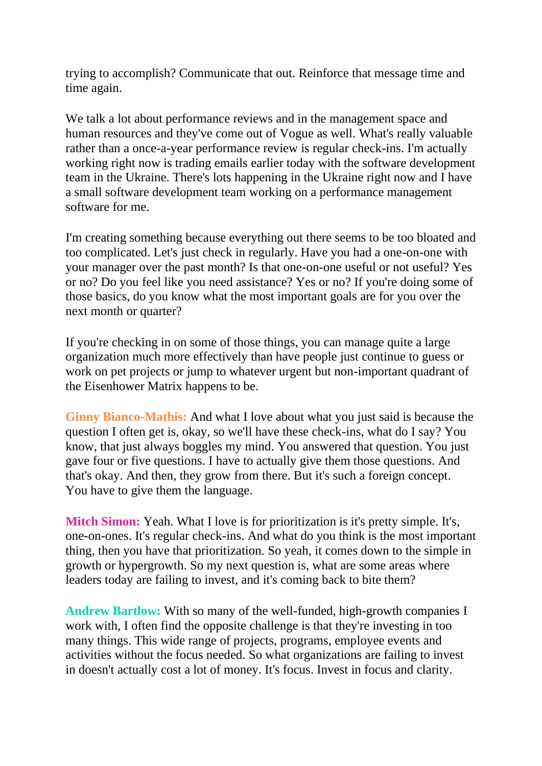trying to accomplish? Communicate that out. Reinforce that message time and time again.

We talk a lot about performance reviews and in the management space and human resources and they've come out of Vogue as well. What's really valuable rather than a once-a-year performance review is regular check-ins. I'm actually working right now is trading emails earlier today with the software development team in the Ukraine. There's lots happening in the Ukraine right now and I have a small software development team working on a performance management software for me.

I'm creating something because everything out there seems to be too bloated and too complicated. Let's just check in regularly. Have you had a one-on-one with your manager over the past month? Is that one-on-one useful or not useful? Yes or no? Do you feel like you need assistance? Yes or no? If you're doing some of those basics, do you know what the most important goals are for you over the next month or quarter?

If you're checking in on some of those things, you can manage quite a large organization much more effectively than have people just continue to guess or work on pet projects or jump to whatever urgent but non-important quadrant of the Eisenhower Matrix happens to be.

**Ginny Bianco-Mathis:** And what I love about what you just said is because the question I often get is, okay, so we'll have these check-ins, what do I say? You know, that just always boggles my mind. You answered that question. You just gave four or five questions. I have to actually give them those questions. And that's okay. And then, they grow from there. But it's such a foreign concept. You have to give them the language.

**Mitch Simon:** Yeah. What I love is for prioritization is it's pretty simple. It's, one-on-ones. It's regular check-ins. And what do you think is the most important thing, then you have that prioritization. So yeah, it comes down to the simple in growth or hypergrowth. So my next question is, what are some areas where leaders today are failing to invest, and it's coming back to bite them?

**Andrew Bartlow:** With so many of the well-funded, high-growth companies I work with, I often find the opposite challenge is that they're investing in too many things. This wide range of projects, programs, employee events and activities without the focus needed. So what organizations are failing to invest in doesn't actually cost a lot of money. It's focus. Invest in focus and clarity.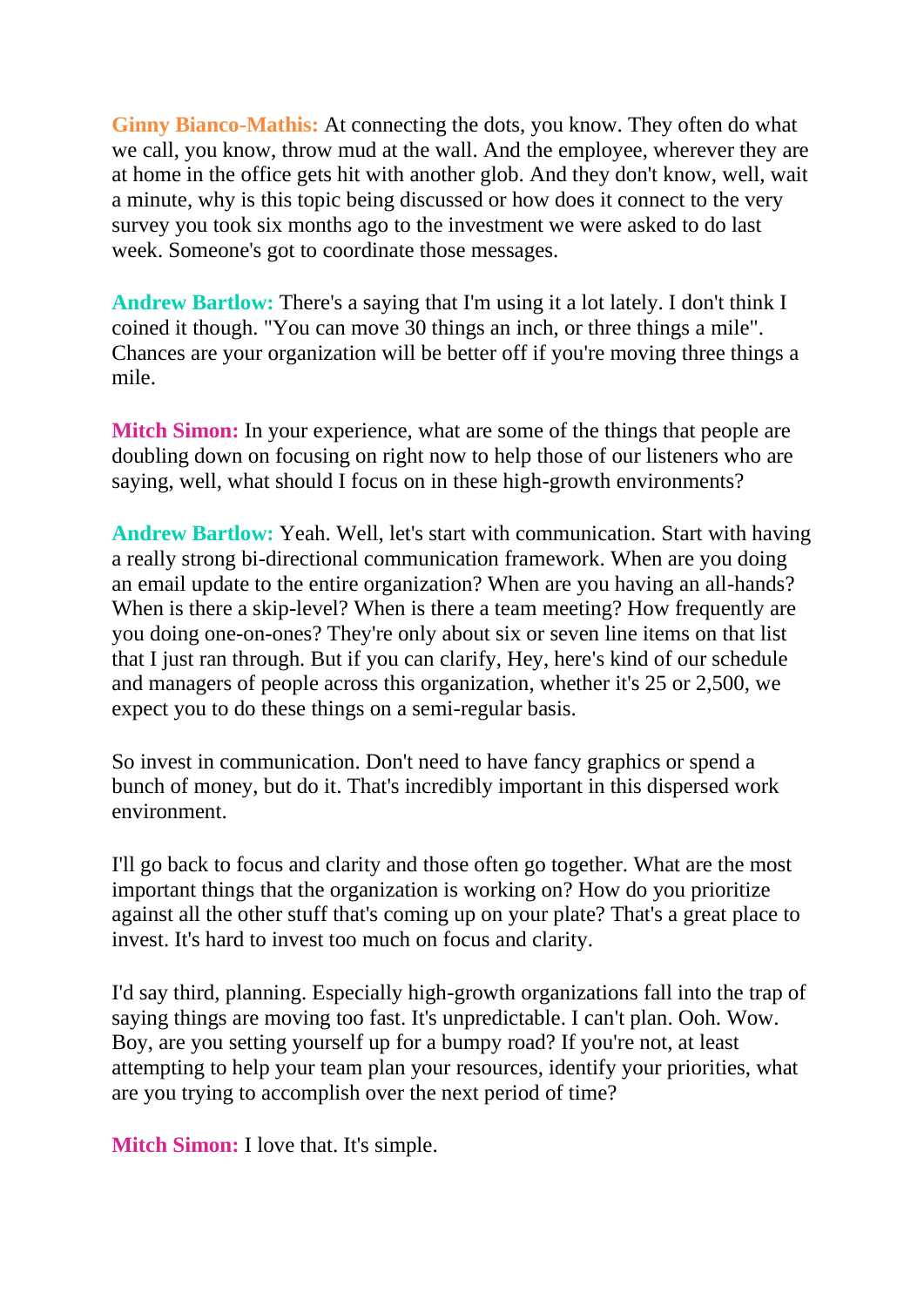**Ginny Bianco-Mathis:** At connecting the dots, you know. They often do what we call, you know, throw mud at the wall. And the employee, wherever they are at home in the office gets hit with another glob. And they don't know, well, wait a minute, why is this topic being discussed or how does it connect to the very survey you took six months ago to the investment we were asked to do last week. Someone's got to coordinate those messages.

**Andrew Bartlow:** There's a saying that I'm using it a lot lately. I don't think I coined it though. "You can move 30 things an inch, or three things a mile". Chances are your organization will be better off if you're moving three things a mile.

**Mitch Simon:** In your experience, what are some of the things that people are doubling down on focusing on right now to help those of our listeners who are saying, well, what should I focus on in these high-growth environments?

**Andrew Bartlow:** Yeah. Well, let's start with communication. Start with having a really strong bi-directional communication framework. When are you doing an email update to the entire organization? When are you having an all-hands? When is there a skip-level? When is there a team meeting? How frequently are you doing one-on-ones? They're only about six or seven line items on that list that I just ran through. But if you can clarify, Hey, here's kind of our schedule and managers of people across this organization, whether it's 25 or 2,500, we expect you to do these things on a semi-regular basis.

So invest in communication. Don't need to have fancy graphics or spend a bunch of money, but do it. That's incredibly important in this dispersed work environment.

I'll go back to focus and clarity and those often go together. What are the most important things that the organization is working on? How do you prioritize against all the other stuff that's coming up on your plate? That's a great place to invest. It's hard to invest too much on focus and clarity.

I'd say third, planning. Especially high-growth organizations fall into the trap of saying things are moving too fast. It's unpredictable. I can't plan. Ooh. Wow. Boy, are you setting yourself up for a bumpy road? If you're not, at least attempting to help your team plan your resources, identify your priorities, what are you trying to accomplish over the next period of time?

**Mitch Simon:** I love that. It's simple.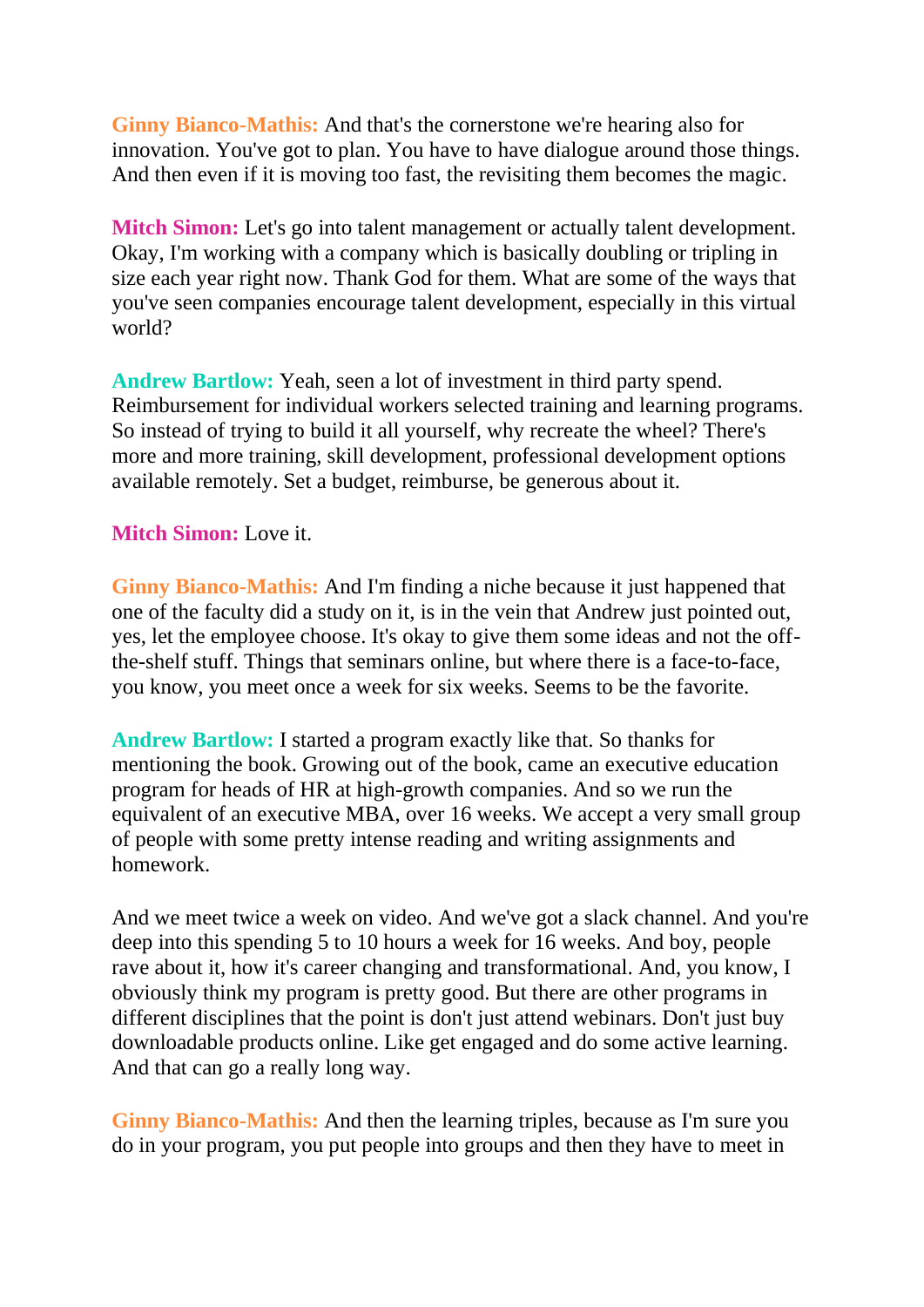**Ginny Bianco-Mathis:** And that's the cornerstone we're hearing also for innovation. You've got to plan. You have to have dialogue around those things. And then even if it is moving too fast, the revisiting them becomes the magic.

**Mitch Simon:** Let's go into talent management or actually talent development. Okay, I'm working with a company which is basically doubling or tripling in size each year right now. Thank God for them. What are some of the ways that you've seen companies encourage talent development, especially in this virtual world?

**Andrew Bartlow:** Yeah, seen a lot of investment in third party spend. Reimbursement for individual workers selected training and learning programs. So instead of trying to build it all yourself, why recreate the wheel? There's more and more training, skill development, professional development options available remotely. Set a budget, reimburse, be generous about it.

**Mitch Simon:** Love it.

**Ginny Bianco-Mathis:** And I'm finding a niche because it just happened that one of the faculty did a study on it, is in the vein that Andrew just pointed out, yes, let the employee choose. It's okay to give them some ideas and not the off-the-shelf stuff. Things that seminars online, but where there is a face-to-face, you know, you meet once a week for six weeks. Seems to be the favorite.

**Andrew Bartlow:** I started a program exactly like that. So thanks for mentioning the book. Growing out of the book, came an executive education program for heads of HR at high-growth companies. And so we run the equivalent of an executive MBA, over 16 weeks. We accept a very small group of people with some pretty intense reading and writing assignments and homework.

And we meet twice a week on video. And we've got a slack channel. And you're deep into this spending 5 to 10 hours a week for 16 weeks. And boy, people rave about it, how it's career changing and transformational. And, you know, I obviously think my program is pretty good. But there are other programs in different disciplines that the point is don't just attend webinars. Don't just buy downloadable products online. Like get engaged and do some active learning. And that can go a really long way.

**Ginny Bianco-Mathis:** And then the learning triples, because as I'm sure you do in your program, you put people into groups and then they have to meet in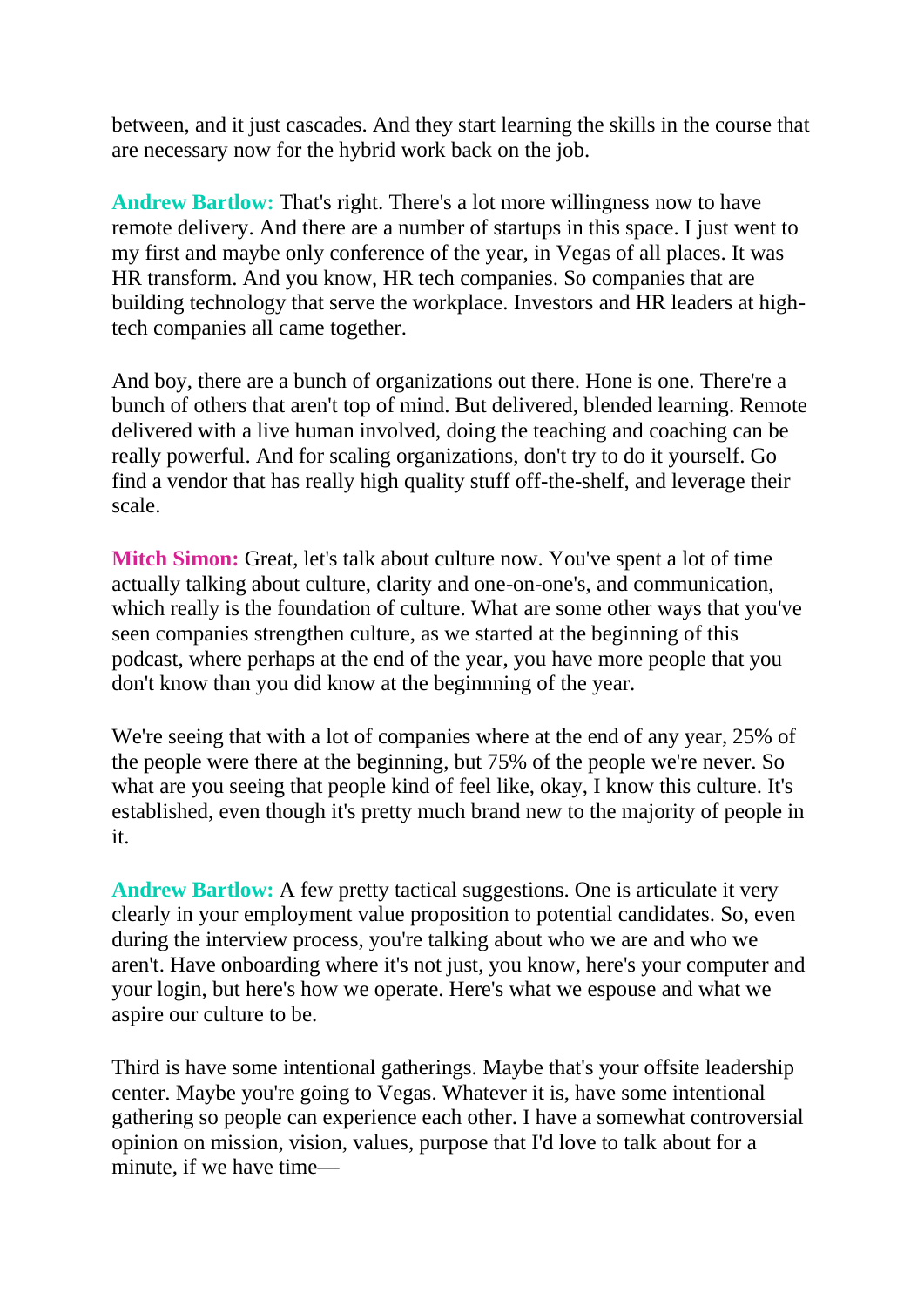between, and it just cascades. And they start learning the skills in the course that are necessary now for the hybrid work back on the job.

**Andrew Bartlow:** That's right. There's a lot more willingness now to have remote delivery. And there are a number of startups in this space. I just went to my first and maybe only conference of the year, in Vegas of all places. It was HR transform. And you know, HR tech companies. So companies that are building technology that serve the workplace. Investors and HR leaders at high-tech companies all came together.

And boy, there are a bunch of organizations out there. Hone is one. There're a bunch of others that aren't top of mind. But delivered, blended learning. Remote delivered with a live human involved, doing the teaching and coaching can be really powerful. And for scaling organizations, don't try to do it yourself. Go find a vendor that has really high quality stuff off-the-shelf, and leverage their scale.

**Mitch Simon:** Great, let's talk about culture now. You've spent a lot of time actually talking about culture, clarity and one-on-one's, and communication, which really is the foundation of culture. What are some other ways that you've seen companies strengthen culture, as we started at the beginning of this podcast, where perhaps at the end of the year, you have more people that you don't know than you did know at the beginnning of the year.

We're seeing that with a lot of companies where at the end of any year, 25% of the people were there at the beginning, but 75% of the people we're never. So what are you seeing that people kind of feel like, okay, I know this culture. It's established, even though it's pretty much brand new to the majority of people in it.

**Andrew Bartlow:** A few pretty tactical suggestions. One is articulate it very clearly in your employment value proposition to potential candidates. So, even during the interview process, you're talking about who we are and who we aren't. Have onboarding where it's not just, you know, here's your computer and your login, but here's how we operate. Here's what we espouse and what we aspire our culture to be.

Third is have some intentional gatherings. Maybe that's your offsite leadership center. Maybe you're going to Vegas. Whatever it is, have some intentional gathering so people can experience each other. I have a somewhat controversial opinion on mission, vision, values, purpose that I'd love to talk about for a minute, if we have time—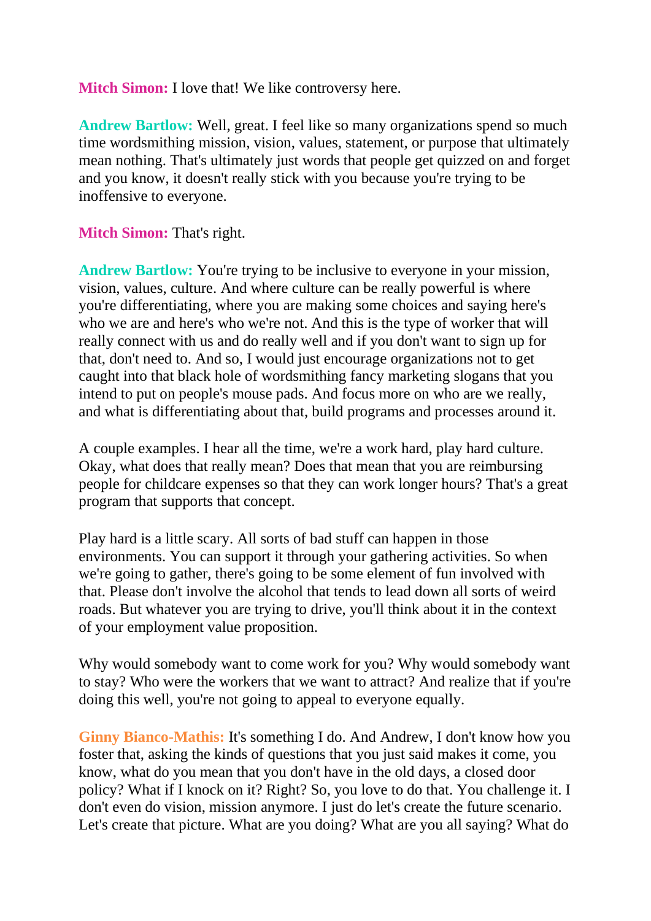**Mitch Simon:** I love that! We like controversy here.

**Andrew Bartlow:** Well, great. I feel like so many organizations spend so much time wordsmithing mission, vision, values, statement, or purpose that ultimately mean nothing. That's ultimately just words that people get quizzed on and forget and you know, it doesn't really stick with you because you're trying to be inoffensive to everyone.

**Mitch Simon:** That's right.

**Andrew Bartlow:** You're trying to be inclusive to everyone in your mission, vision, values, culture. And where culture can be really powerful is where you're differentiating, where you are making some choices and saying here's who we are and here's who we're not. And this is the type of worker that will really connect with us and do really well and if you don't want to sign up for that, don't need to. And so, I would just encourage organizations not to get caught into that black hole of wordsmithing fancy marketing slogans that you intend to put on people's mouse pads. And focus more on who are we really, and what is differentiating about that, build programs and processes around it.

A couple examples. I hear all the time, we're a work hard, play hard culture. Okay, what does that really mean? Does that mean that you are reimbursing people for childcare expenses so that they can work longer hours? That's a great program that supports that concept.

Play hard is a little scary. All sorts of bad stuff can happen in those environments. You can support it through your gathering activities. So when we're going to gather, there's going to be some element of fun involved with that. Please don't involve the alcohol that tends to lead down all sorts of weird roads. But whatever you are trying to drive, you'll think about it in the context of your employment value proposition.

Why would somebody want to come work for you? Why would somebody want to stay? Who were the workers that we want to attract? And realize that if you're doing this well, you're not going to appeal to everyone equally.

**Ginny Bianco-Mathis:** It's something I do. And Andrew, I don't know how you foster that, asking the kinds of questions that you just said makes it come, you know, what do you mean that you don't have in the old days, a closed door policy? What if I knock on it? Right? So, you love to do that. You challenge it. I don't even do vision, mission anymore. I just do let's create the future scenario. Let's create that picture. What are you doing? What are you all saying? What do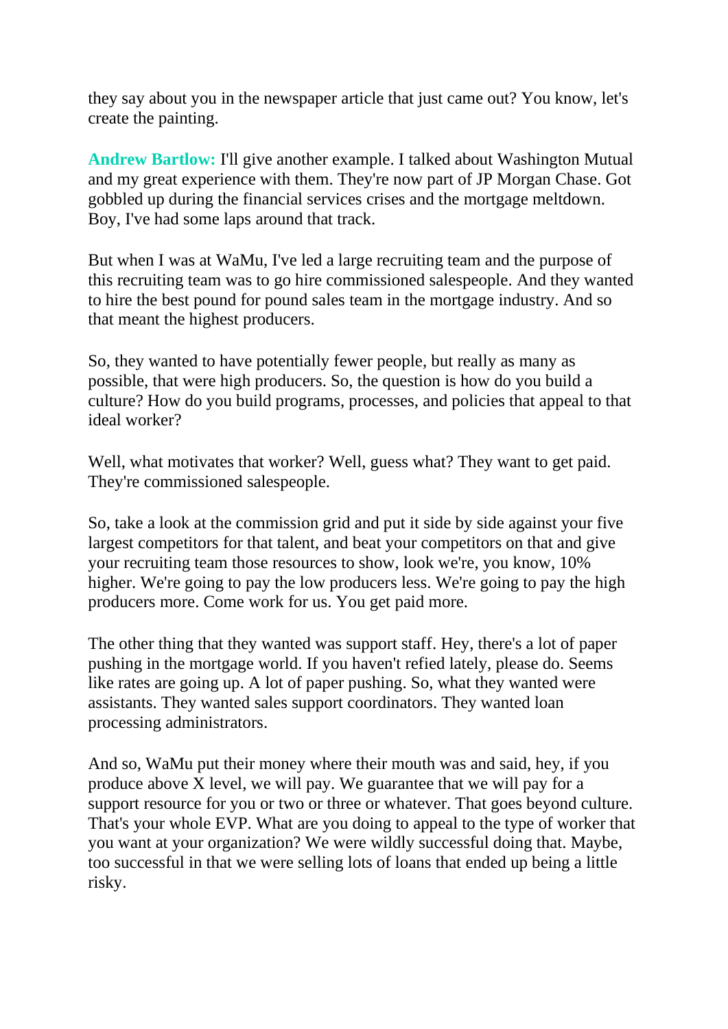they say about you in the newspaper article that just came out? You know, let's create the painting.

**Andrew Bartlow:** I'll give another example. I talked about Washington Mutual and my great experience with them. They're now part of JP Morgan Chase. Got gobbled up during the financial services crises and the mortgage meltdown. Boy, I've had some laps around that track.

But when I was at WaMu, I've led a large recruiting team and the purpose of this recruiting team was to go hire commissioned salespeople. And they wanted to hire the best pound for pound sales team in the mortgage industry. And so that meant the highest producers.

So, they wanted to have potentially fewer people, but really as many as possible, that were high producers. So, the question is how do you build a culture? How do you build programs, processes, and policies that appeal to that ideal worker?

Well, what motivates that worker? Well, guess what? They want to get paid. They're commissioned salespeople.

So, take a look at the commission grid and put it side by side against your five largest competitors for that talent, and beat your competitors on that and give your recruiting team those resources to show, look we're, you know, 10% higher. We're going to pay the low producers less. We're going to pay the high producers more. Come work for us. You get paid more.

The other thing that they wanted was support staff. Hey, there's a lot of paper pushing in the mortgage world. If you haven't refied lately, please do. Seems like rates are going up. A lot of paper pushing. So, what they wanted were assistants. They wanted sales support coordinators. They wanted loan processing administrators.

And so, WaMu put their money where their mouth was and said, hey, if you produce above X level, we will pay. We guarantee that we will pay for a support resource for you or two or three or whatever. That goes beyond culture. That's your whole EVP. What are you doing to appeal to the type of worker that you want at your organization? We were wildly successful doing that. Maybe, too successful in that we were selling lots of loans that ended up being a little risky.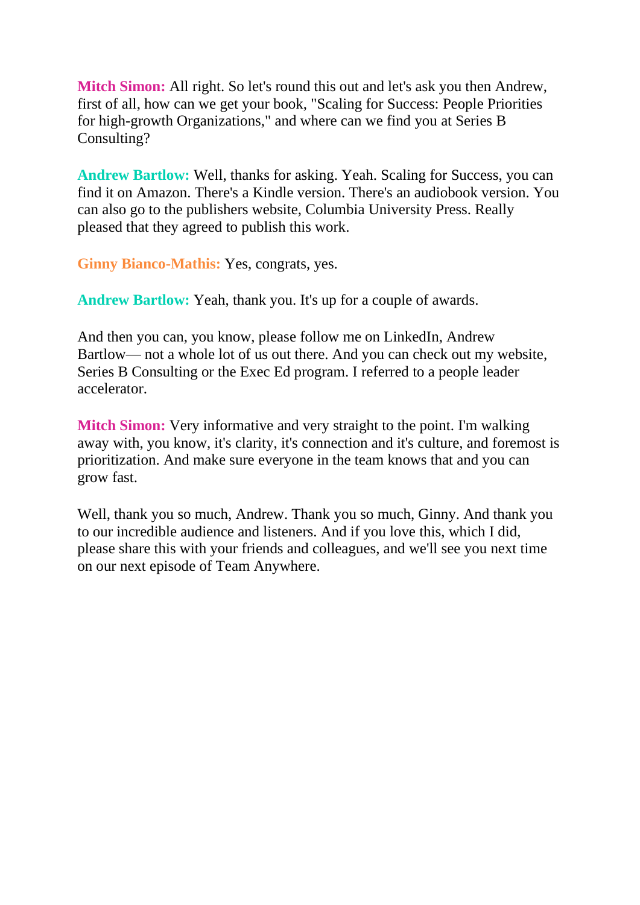**Mitch Simon:** All right. So let's round this out and let's ask you then Andrew, first of all, how can we get your book, "Scaling for Success: People Priorities for high-growth Organizations," and where can we find you at Series B Consulting?

**Andrew Bartlow:** Well, thanks for asking. Yeah. Scaling for Success, you can find it on Amazon. There's a Kindle version. There's an audiobook version. You can also go to the publishers website, Columbia University Press. Really pleased that they agreed to publish this work.

**Ginny Bianco-Mathis:** Yes, congrats, yes.

**Andrew Bartlow:** Yeah, thank you. It's up for a couple of awards.

And then you can, you know, please follow me on LinkedIn, Andrew Bartlow— not a whole lot of us out there. And you can check out my website, Series B Consulting or the Exec Ed program. I referred to a people leader accelerator.

**Mitch Simon:** Very informative and very straight to the point. I'm walking away with, you know, it's clarity, it's connection and it's culture, and foremost is prioritization. And make sure everyone in the team knows that and you can grow fast.

Well, thank you so much, Andrew. Thank you so much, Ginny. And thank you to our incredible audience and listeners. And if you love this, which I did, please share this with your friends and colleagues, and we'll see you next time on our next episode of Team Anywhere.